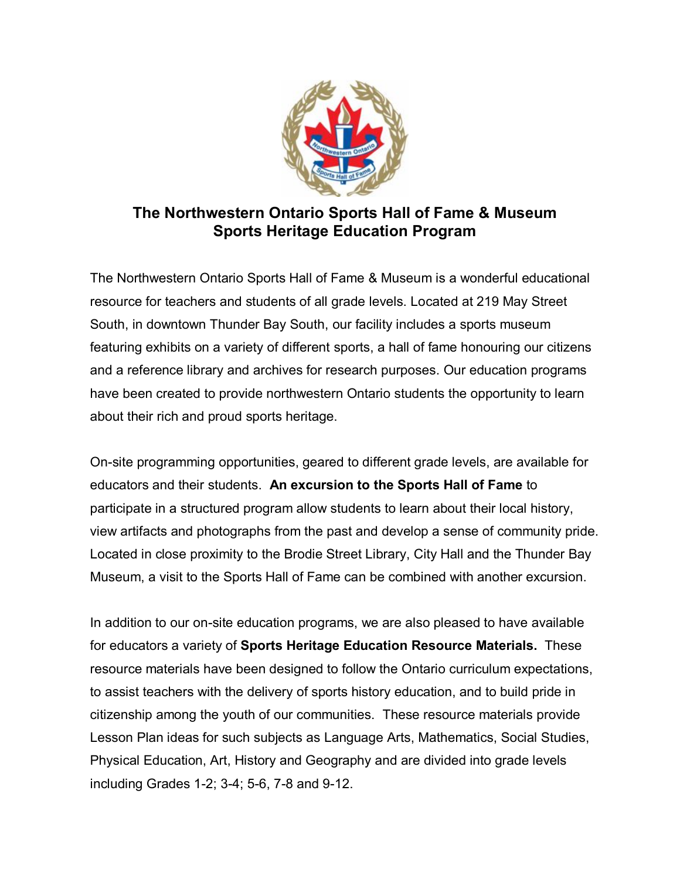# The Northwestern Ontario Sports Hall of Fame & Museum
## Sports Heritage Education Program

The Northwestern Ontario Sports Hall of Fame & Museum is a wonderful educational resource for teachers and students of all grade levels. Located at 219 May Street South, in downtown Thunder Bay South, our facility includes a sports museum featuring exhibits on a variety of different sports, a hall of fame honouring our citizens and a reference library and archives for research purposes. Our education programs have been created to provide northwestern Ontario students the opportunity to learn about their rich and proud sports heritage.

On-site programming opportunities, geared to different grade levels, are available for educators and their students. **An excursion to the Sports Hall of Fame** to participate in a structured program allow students to learn about their local history, view artifacts and photographs from the past and develop a sense of community pride. Located in close proximity to the Brodie Street Library, City Hall and the Thunder Bay Museum, a visit to the Sports Hall of Fame can be combined with another excursion.

In addition to our on-site education programs, we are also pleased to have available for educators a variety of **Sports Heritage Education Resource Materials.** These resource materials have been designed to follow the Ontario curriculum expectations, to assist teachers with the delivery of sports history education, and to build pride in citizenship among the youth of our communities. These resource materials provide Lesson Plan ideas for such subjects as Language Arts, Mathematics, Social Studies, Physical Education, Art, History and Geography and are divided into grade levels including Grades 1-2; 3-4; 5-6, 7-8 and 9-12.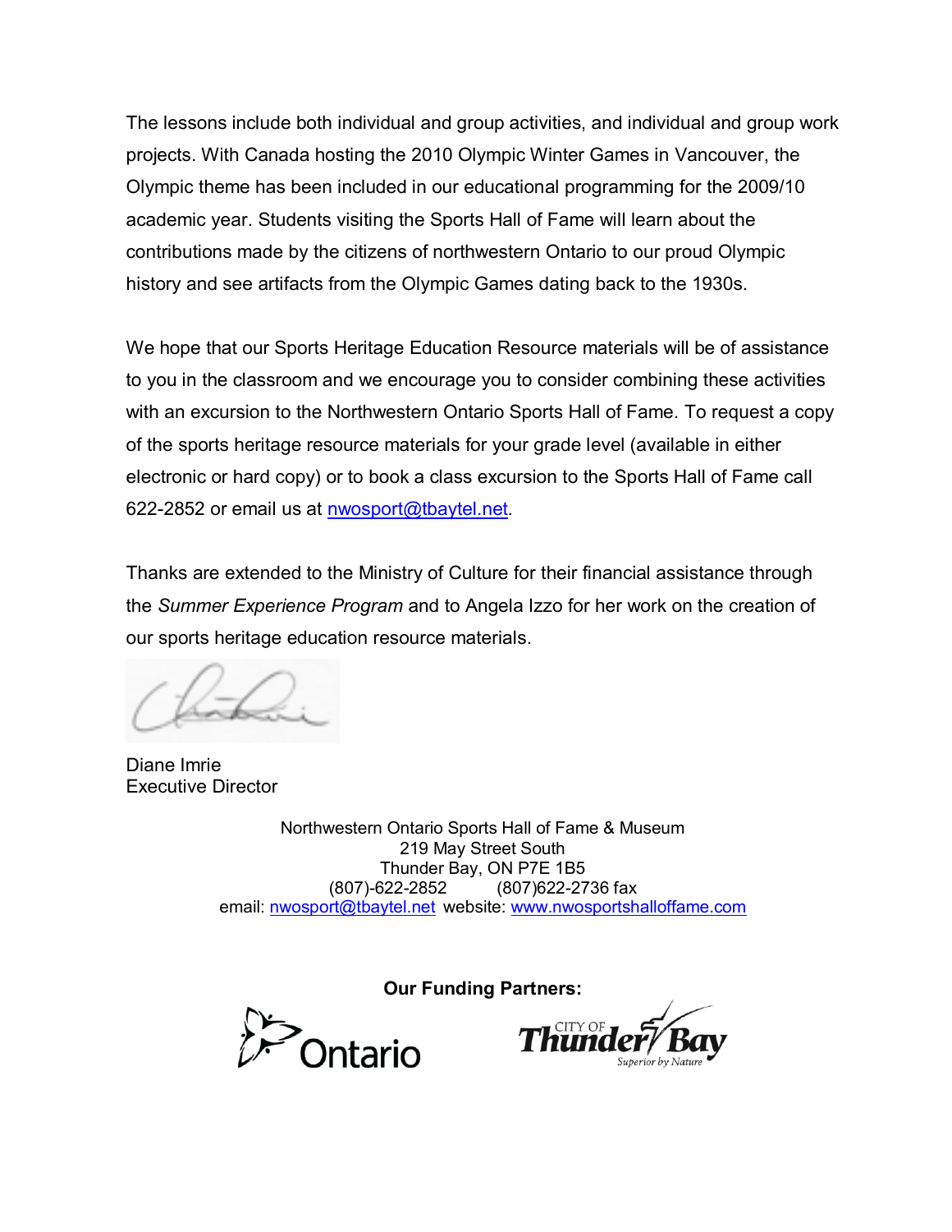The lessons include both individual and group activities, and individual and group work projects. With Canada hosting the 2010 Olympic Winter Games in Vancouver, the Olympic theme has been included in our educational programming for the 2009/10 academic year. Students visiting the Sports Hall of Fame will learn about the contributions made by the citizens of northwestern Ontario to our proud Olympic history and see artifacts from the Olympic Games dating back to the 1930s.

We hope that our Sports Heritage Education Resource materials will be of assistance to you in the classroom and we encourage you to consider combining these activities with an excursion to the Northwestern Ontario Sports Hall of Fame. To request a copy of the sports heritage resource materials for your grade level (available in either electronic or hard copy) or to book a class excursion to the Sports Hall of Fame call 622-2852 or email us at nwosport@tbaytel.net.

Thanks are extended to the Ministry of Culture for their financial assistance through the *Summer Experience Program* and to Angela Izzo for her work on the creation of our sports heritage education resource materials.

Diane Imrie
Executive Director

Northwestern Ontario Sports Hall of Fame & Museum
219 May Street South
Thunder Bay, ON P7E 1B5
(807)-622-2852 (807)622-2736 fax
email: nwosport@tbaytel.net website: www.nwosportshalloffame.com

**Our Funding Partners:**

Ontario

City of Thunder Bay — Superior by Nature